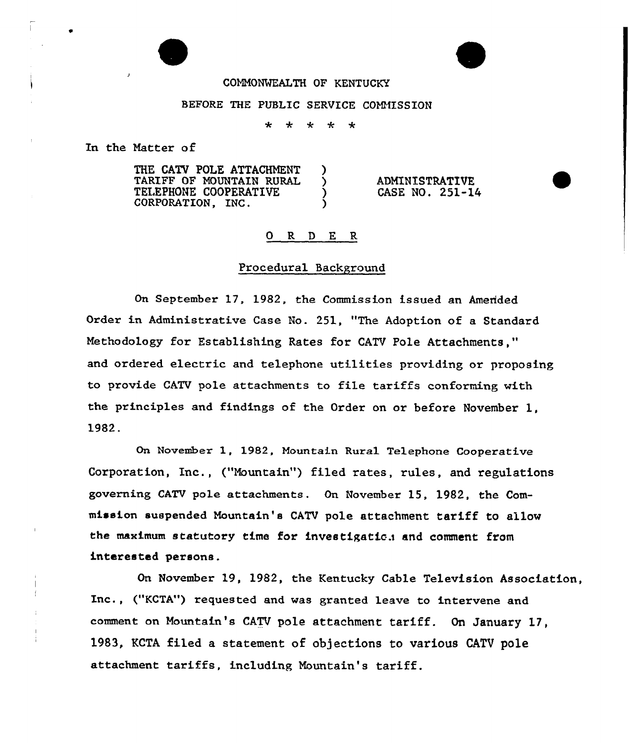COMMONWEALTH OF KENTUCKY

BEFORE THE PUBLIC SERVICE COMMISSION

\* \* \* \* \*

In the Matter of

THE CATV POLE ATTACHMENT TARIFF OF MOUNTAIN RURAL TELEPHONE COOPERATIVE CORPORATION, INC. ) ADMINISTRATIVE CASE NO. 251-14

O R D E R

Procedural Background

On September 17, 1982, the Commission issued an Amended Order in Administrative Case No. 251, "The Adoption of a Standard Methodology for Establishing Rates for CATV Pole Attachments," and ordered electric and telephone utilities providing or proposing to provide CATV pole attachments to file tariffs conforming with the principles and findings of the Order on or before November 1, 1982.

On November 1, 1982, Mountain Rural Telephone Cooperative Corporation, Inc., ("Mountain") filed rates, rules, and regulations governing CATV pole attachments. On November 15, 1982, the Commission suspended Mountain's CATV pole attachment tariff to allow the maximum statutory time for investigation and comment from interested persons.

On November 19, 1982, the Kentucky Cable Television Association, Inc., ("KCTA") requested and was granted leave to intervene and comment on Mountain's CATV pole attachment tariff. On January 17, 1983, KCTA filed a statement of objections to various CATV pole attachment tariffs, including Mountain's tariff.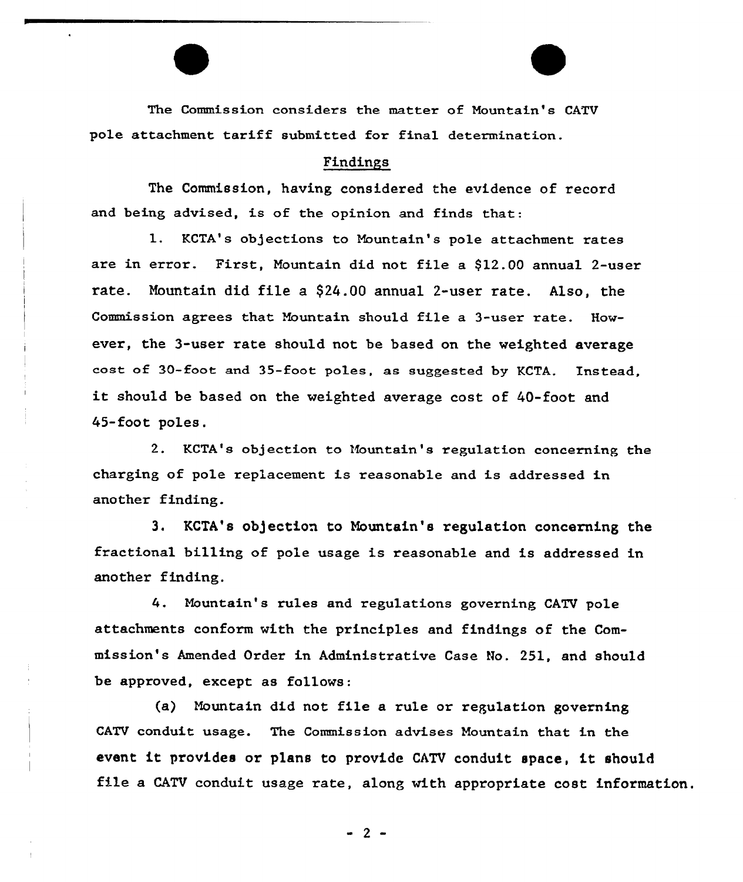The Commission considers the matter of Mountain's CATV pole attachment tariff submitted for final determination.

## Findings

The Commission, having considered the evidence of record and being advised, is of the opinion and finds that:

1. KCTA's objections to Mountain's pole attachment rates are in error. First, Mountain did not file a $12.00 annual 2-user rate. Mountain did file a $24.00 annual 2-user rate. Also, the Commission agrees that Mountain should file a 3-user rate. However, the 3-user rate should not be based on the weighted average cost of 30-foot and 35-foot poles, as suggested by KCTA. Instead, it should be based on the weighted average cost of 40-foot and 45-foot poles.

2. KCTA's objection to Mountain's regulation concerning the charging of pole replacement is reasonable and is addressed in another finding.

3. KCTA's objection to Mountain's regulation concerning the fractional billing of pole usage is reasonable and is addressed in another finding.

4. Mountain's rules and regulations governing CATV pole attachments conform with the principles and findings of the Commission's Amended Order in Administrative Case No. 251, and should be approved, except as follows:

(a) Mountain did not file a rule or regulation governing CATV conduit usage. The Commission advises Mountain that in the event it provides or plans to provide CATV conduit space, it should file a CATV conduit usage rate, along with appropriate cost information.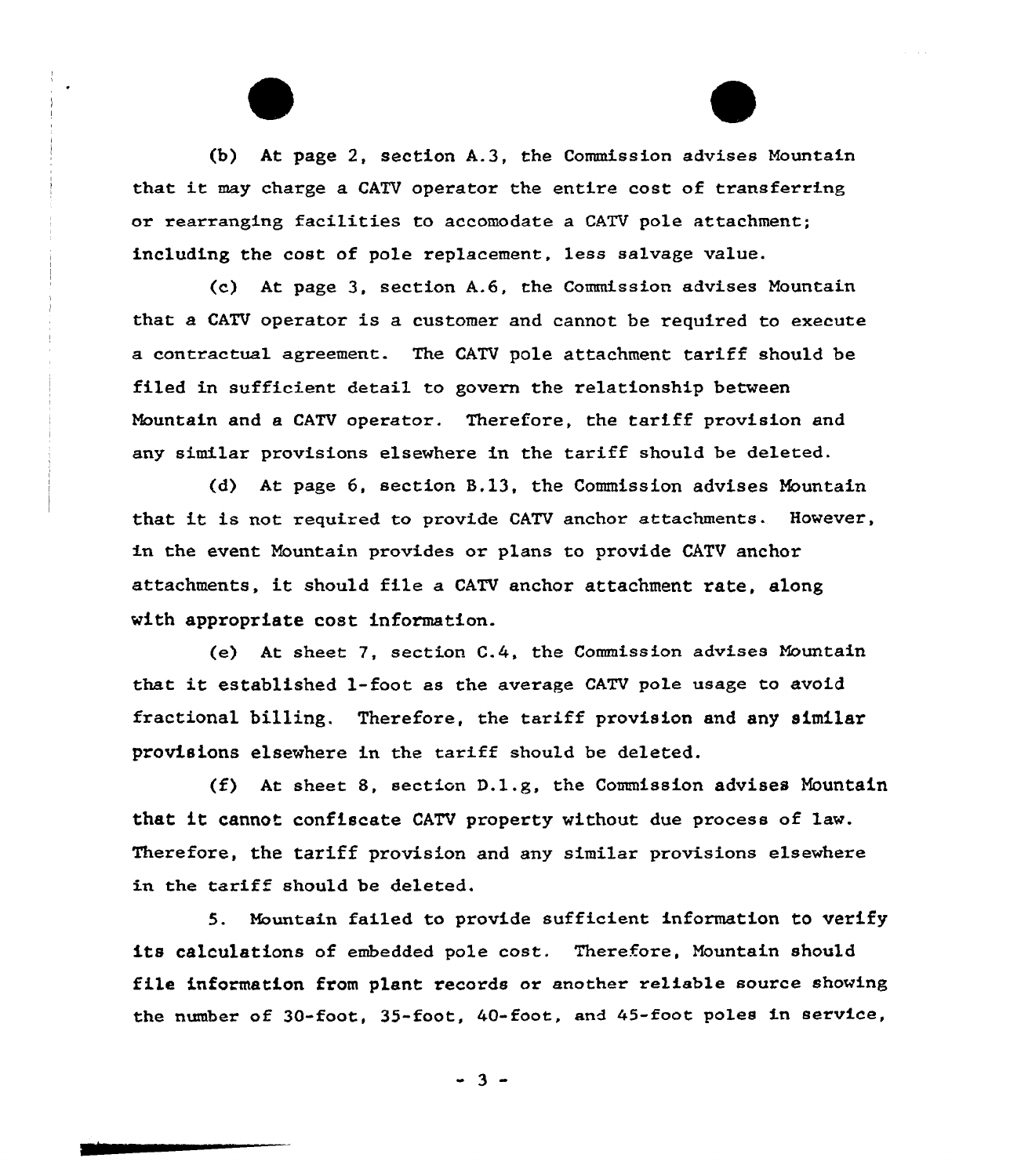(b) At page 2, section A.3, the Commission advises Mountain that it may charge a CATV operator the entire cost of transferring or rearranging facilities to accomodate a CATV pole attachment; including the cost of pole replacement, less salvage value.

(c) At page 3, section A.6, the Commission advises Mountain that a CATV operator is a customer and cannot be required to execute a contractual agreement. The CATV pole attachment tariff should be filed in sufficient detail to govern the relationship between Mountain and a CATV operator. Therefore, the tariff provision and any similar provisions elsewhere in the tariff should be deleted.

(d) At page 6, section B.13, the Commission advises Mountain that it is not required to provide CATV anchor attachments. However, in the event Mountain provides or plans to provide CATV anchor attachments, it should file a CATV anchor attachment rate, along with appropriate cost information.

(e) At sheet 7, section C.4, the Commission advises Mountain that it established 1-foot as the average CATV pole usage to avoid fractional billing. Therefore, the tariff provision and any similar provisions elsewhere in the tariff should be deleted.

(f) At sheet 8, section D.1.g, the Commission advises Mountain that it cannot confiscate CATV property without due process of law. Therefore, the tariff provision and any similar provisions elsewhere in the tariff should be deleted.

5. Mountain failed to provide sufficient information to verify its calculations of embedded pole cost. Therefore, Mountain should file information from plant records or another reliable source showing the number of 30-foot, 35-foot, 40-foot, and 45-foot poles in service,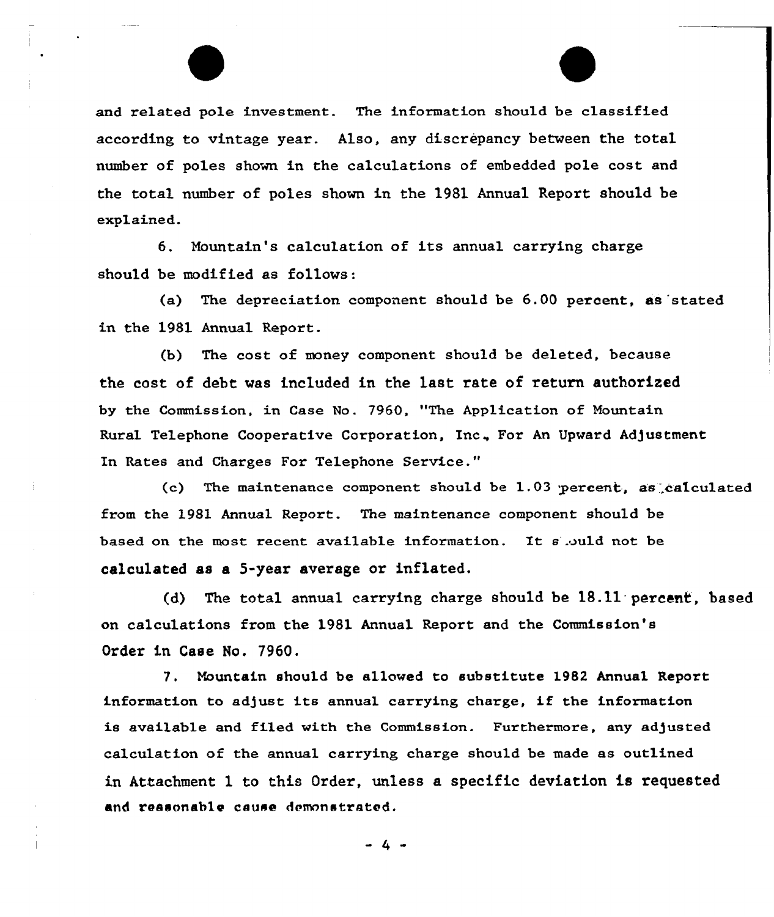and related pole investment. The information should be classified according to vintage year. Also, any discrepancy between the total number of poles shown in the calculations of embedded pole cost and the total number of poles shown in the 1981 Annual Report should be explained.

6. Mountain's calculation of its annual carrying charge should be modified as follows:

(a) The depreciation component should be 6.00 percent, as stated in the 1981 Annual Report.

(b) The cost of money component should be deleted, because the cost of debt was included in the last rate of return authorized by the Commission, in Case No. 7960, "The Application of Mountain Rural Telephone Cooperative Corporation, Inc., For An Upward Adjustment In Rates and Charges For Telephone Service."

(c) The maintenance component should be 1.03 percent, as calculated from the 1981 Annual Report. The maintenance component should be based on the most recent available information. It should not be calculated as a 5-year average or inflated.

(d) The total annual carrying charge should be 18.11 percent, based on calculations from the 1981 Annual Report and the Commission's Order in Case No. 7960.

7. Mountain should be allowed to substitute 1982 Annual Report information to adjust its annual carrying charge, if the information is available and filed with the Commission. Furthermore, any adjusted calculation of the annual carrying charge should be made as outlined in Attachment 1 to this Order, unless a specific deviation is requested and reasonable cause demonstrated.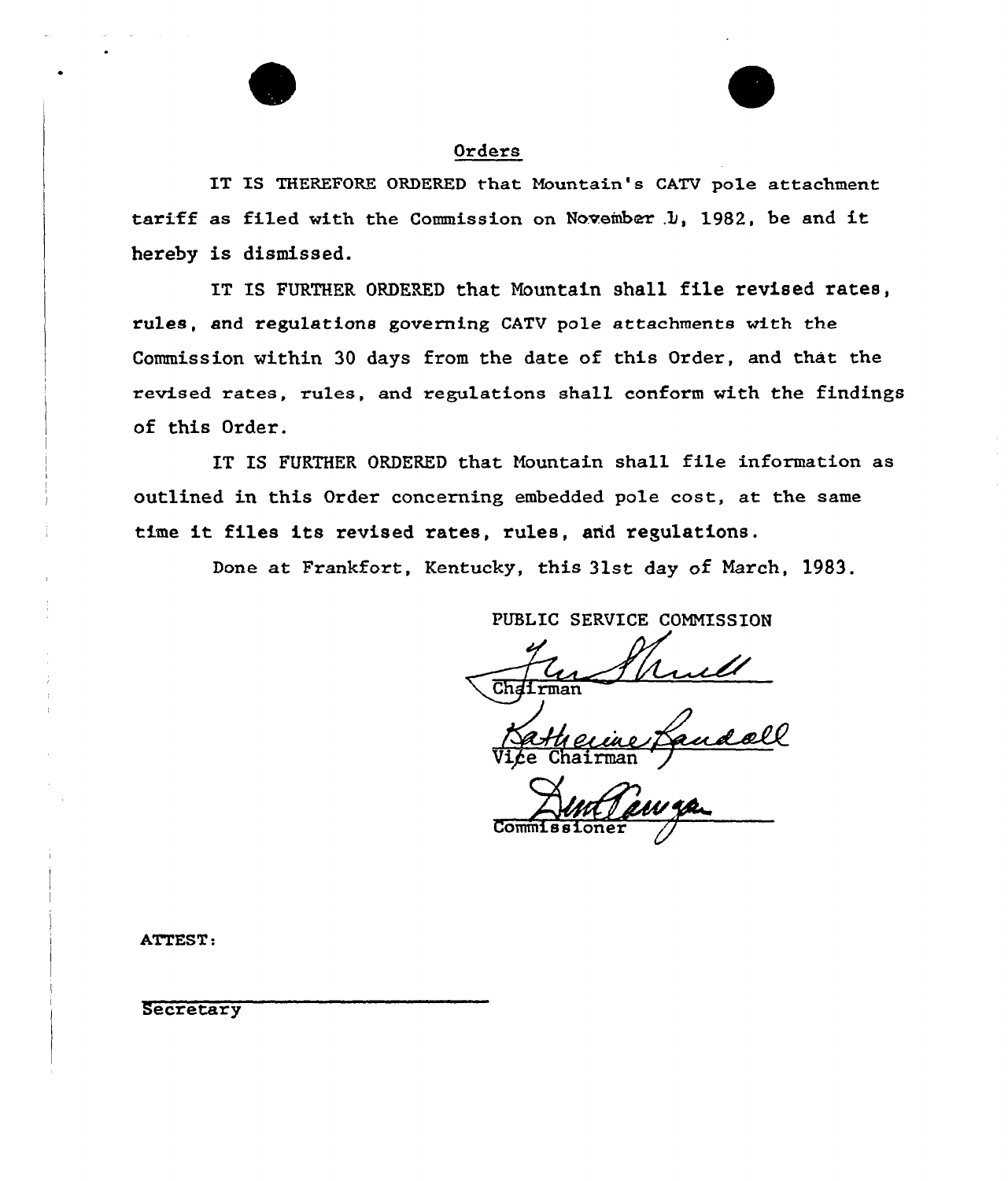## Orders

IT IS THEREFORE ORDERED that Mountain's CATV pole attachment tariff as filed with the Commission on November 1, 1982, be and it hereby is dismissed.

IT IS FURTHER ORDERED that Mountain shall file revised rates, rules, and regulations governing CATV pole attachments with the Commission within 30 days from the date of this Order, and that the revised rates, rules, and regulations shall conform with the findings of this Order.

IT IS FURTHER ORDERED that Mountain shall file information as outlined in this Order concerning embedded pole cost, at the same time it files its revised rates, rules, and regulations.

Done at Frankfort, Kentucky, this 31st day of March, 1983.

PUBLIC SERVICE COMMISSION

Chairman

Vice Chairman

Commissioner

ATTEST:

Secretary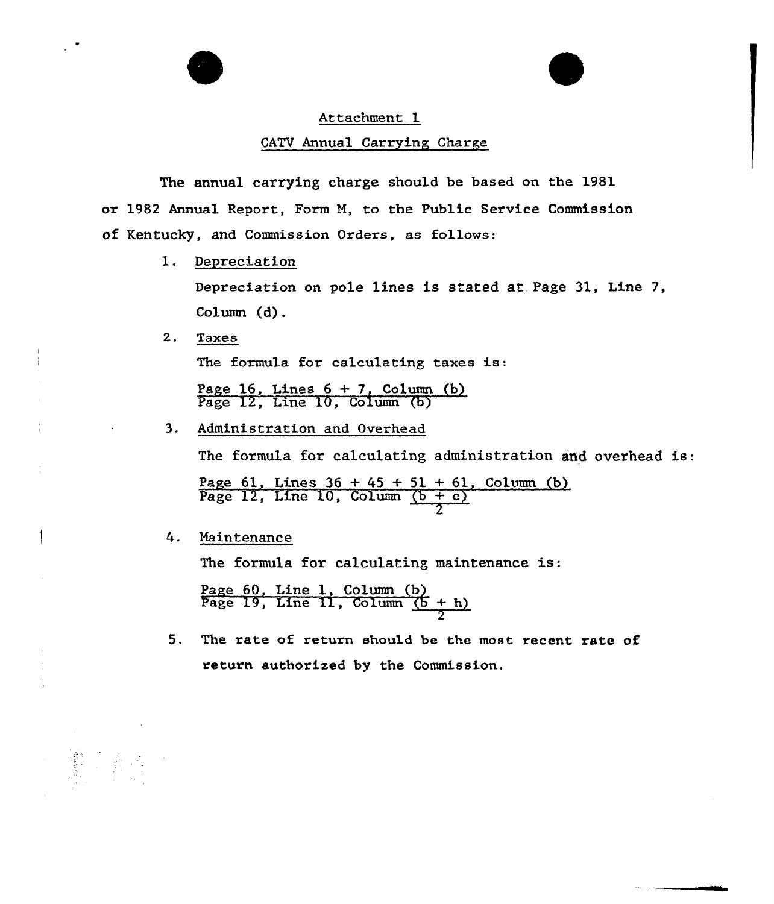# Attachment 1

## CATV Annual Carrying Charge

The annual carrying charge should be based on the 1981 or 1982 Annual Report, Form M, to the Public Service Commission of Kentucky, and Commission Orders, as follows:

1. Depreciation

   Depreciation on pole lines is stated at Page 31, Line 7, Column (d).

2. Taxes

   The formula for calculating taxes is:

   $$\frac{\text{Page 16, Lines } 6 + 7\text{, Column (b)}}{\text{Page 12, Line 10, Column (b)}}$$

3. Administration and Overhead

   The formula for calculating administration and overhead is:

   $$\frac{\text{Page 61, Lines } 36 + 45 + 51 + 61\text{, Column (b)}}{\text{Page 12, Line 10, Column } \frac{(b + c)}{2}}$$

4. Maintenance

   The formula for calculating maintenance is:

   $$\frac{\text{Page 60, Line 1, Column (b)}}{\text{Page 19, Line 11, Column } \frac{(b + h)}{2}}$$

5. The rate of return should be the most recent rate of return authorized by the Commission.